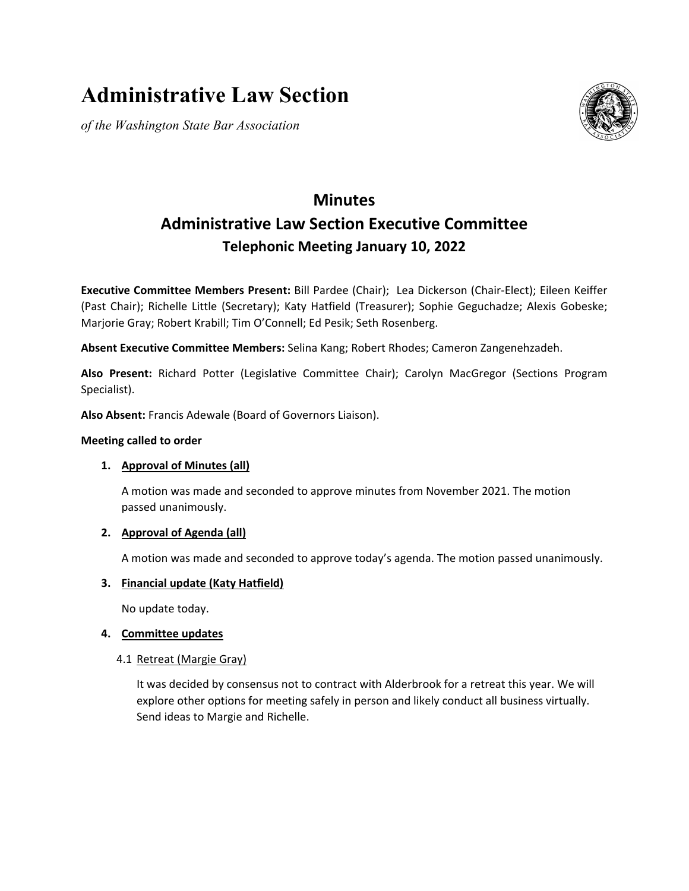# Administrative Law Section

*of the Washington State Bar Association*

## Minutes
## Administrative Law Section Executive Committee
### Telephonic Meeting January 10, 2022

**Executive Committee Members Present:** Bill Pardee (Chair); Lea Dickerson (Chair-Elect); Eileen Keiffer (Past Chair); Richelle Little (Secretary); Katy Hatfield (Treasurer); Sophie Geguchadze; Alexis Gobeske; Marjorie Gray; Robert Krabill; Tim O'Connell; Ed Pesik; Seth Rosenberg.

**Absent Executive Committee Members:** Selina Kang; Robert Rhodes; Cameron Zangenehzadeh.

**Also Present:** Richard Potter (Legislative Committee Chair); Carolyn MacGregor (Sections Program Specialist).

**Also Absent:** Francis Adewale (Board of Governors Liaison).

**Meeting called to order**

1. **Approval of Minutes (all)**

   A motion was made and seconded to approve minutes from November 2021. The motion passed unanimously.

2. **Approval of Agenda (all)**

   A motion was made and seconded to approve today's agenda. The motion passed unanimously.

3. **Financial update (Katy Hatfield)**

   No update today.

4. **Committee updates**

   4.1 Retreat (Margie Gray)

   It was decided by consensus not to contract with Alderbrook for a retreat this year. We will explore other options for meeting safely in person and likely conduct all business virtually. Send ideas to Margie and Richelle.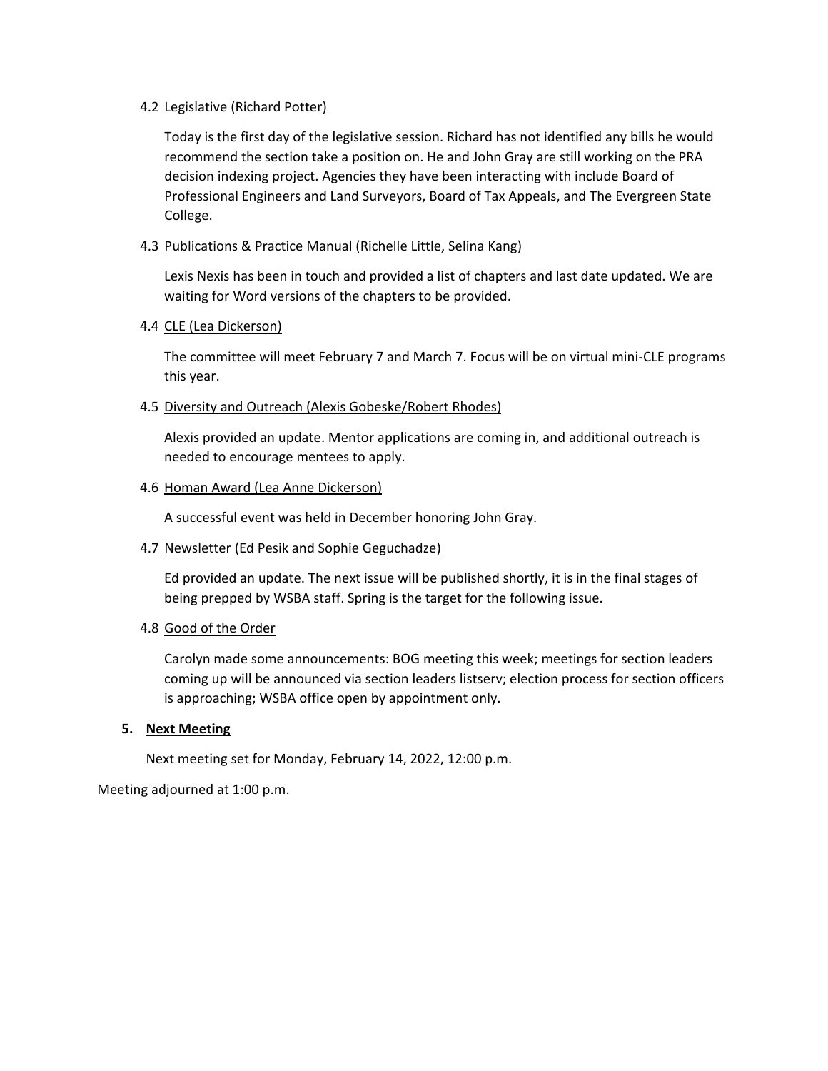4.2 <u>Legislative (Richard Potter)</u>

Today is the first day of the legislative session. Richard has not identified any bills he would recommend the section take a position on. He and John Gray are still working on the PRA decision indexing project. Agencies they have been interacting with include Board of Professional Engineers and Land Surveyors, Board of Tax Appeals, and The Evergreen State College.

4.3 <u>Publications & Practice Manual (Richelle Little, Selina Kang)</u>

Lexis Nexis has been in touch and provided a list of chapters and last date updated. We are waiting for Word versions of the chapters to be provided.

4.4 <u>CLE (Lea Dickerson)</u>

The committee will meet February 7 and March 7. Focus will be on virtual mini-CLE programs this year.

4.5 <u>Diversity and Outreach (Alexis Gobeske/Robert Rhodes)</u>

Alexis provided an update. Mentor applications are coming in, and additional outreach is needed to encourage mentees to apply.

4.6 <u>Homan Award (Lea Anne Dickerson)</u>

A successful event was held in December honoring John Gray.

4.7 <u>Newsletter (Ed Pesik and Sophie Geguchadze)</u>

Ed provided an update. The next issue will be published shortly, it is in the final stages of being prepped by WSBA staff. Spring is the target for the following issue.

4.8 <u>Good of the Order</u>

Carolyn made some announcements: BOG meeting this week; meetings for section leaders coming up will be announced via section leaders listserv; election process for section officers is approaching; WSBA office open by appointment only.

**5. <u>Next Meeting</u>**

Next meeting set for Monday, February 14, 2022, 12:00 p.m.

Meeting adjourned at 1:00 p.m.